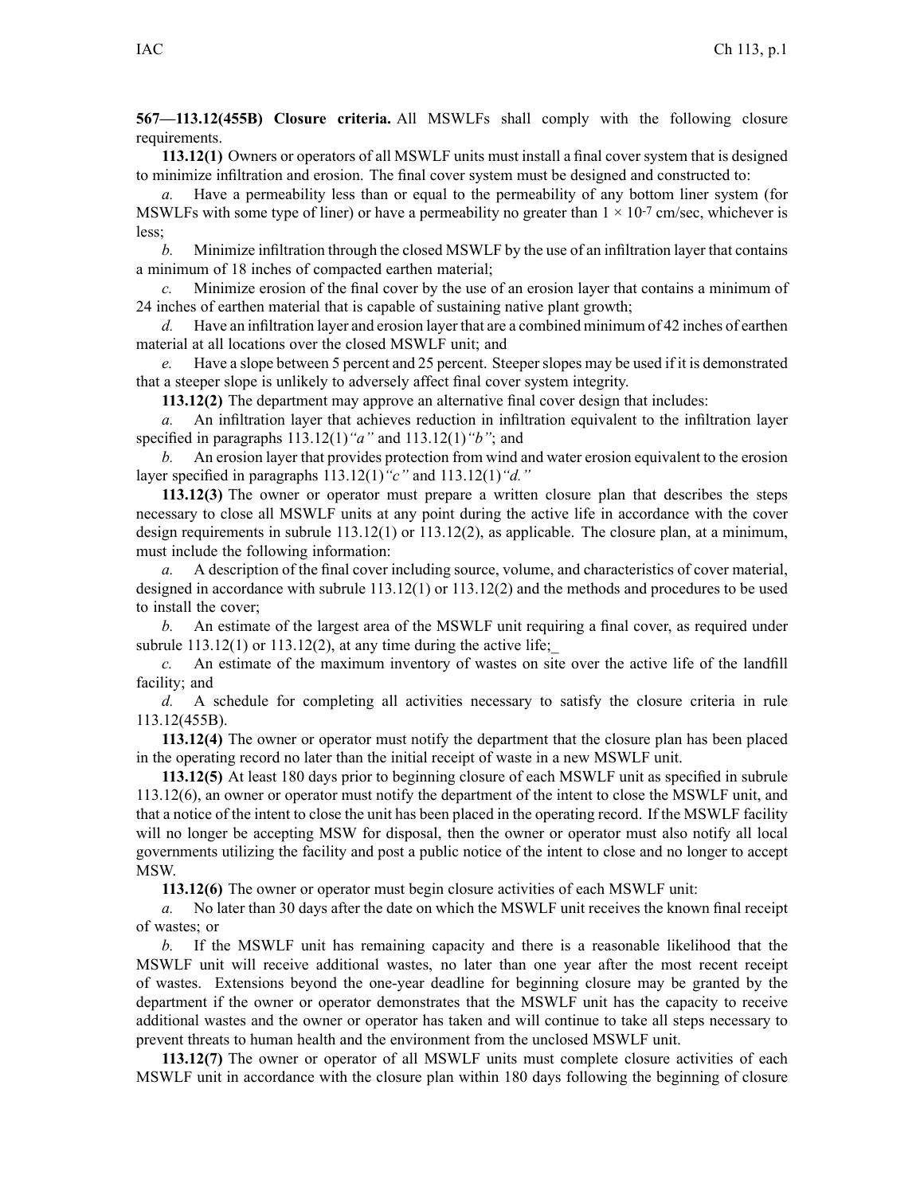**567—113.12(455B) Closure criteria.** All MSWLFs shall comply with the following closure requirements.

**113.12(1)** Owners or operators of all MSWLF units must install a final cover system that is designed to minimize infiltration and erosion. The final cover system must be designed and constructed to:

*a.* Have a permeability less than or equal to the permeability of any bottom liner system (for MSWLFs with some type of liner) or have a permeability no greater than $1 \times 10^{-7}$ cm/sec, whichever is less;

*b.* Minimize infiltration through the closed MSWLF by the use of an infiltration layer that contains a minimum of 18 inches of compacted earthen material;

*c.* Minimize erosion of the final cover by the use of an erosion layer that contains a minimum of 24 inches of earthen material that is capable of sustaining native plant growth;

*d.* Have an infiltration layer and erosion layer that are a combined minimum of 42 inches of earthen material at all locations over the closed MSWLF unit; and

*e.* Have a slope between 5 percent and 25 percent. Steeper slopes may be used if it is demonstrated that a steeper slope is unlikely to adversely affect final cover system integrity.

**113.12(2)** The department may approve an alternative final cover design that includes:

*a.* An infiltration layer that achieves reduction in infiltration equivalent to the infiltration layer specified in paragraphs 113.12(1)*"a"* and 113.12(1)*"b"*; and

*b.* An erosion layer that provides protection from wind and water erosion equivalent to the erosion layer specified in paragraphs 113.12(1)*"c"* and 113.12(1)*"d."*

**113.12(3)** The owner or operator must prepare a written closure plan that describes the steps necessary to close all MSWLF units at any point during the active life in accordance with the cover design requirements in subrule 113.12(1) or 113.12(2), as applicable. The closure plan, at a minimum, must include the following information:

*a.* A description of the final cover including source, volume, and characteristics of cover material, designed in accordance with subrule 113.12(1) or 113.12(2) and the methods and procedures to be used to install the cover;

*b.* An estimate of the largest area of the MSWLF unit requiring a final cover, as required under subrule 113.12(1) or 113.12(2), at any time during the active life;_

*c.* An estimate of the maximum inventory of wastes on site over the active life of the landfill facility; and

*d.* A schedule for completing all activities necessary to satisfy the closure criteria in rule 113.12(455B).

**113.12(4)** The owner or operator must notify the department that the closure plan has been placed in the operating record no later than the initial receipt of waste in a new MSWLF unit.

**113.12(5)** At least 180 days prior to beginning closure of each MSWLF unit as specified in subrule 113.12(6), an owner or operator must notify the department of the intent to close the MSWLF unit, and that a notice of the intent to close the unit has been placed in the operating record. If the MSWLF facility will no longer be accepting MSW for disposal, then the owner or operator must also notify all local governments utilizing the facility and post a public notice of the intent to close and no longer to accept MSW.

**113.12(6)** The owner or operator must begin closure activities of each MSWLF unit:

*a.* No later than 30 days after the date on which the MSWLF unit receives the known final receipt of wastes; or

*b.* If the MSWLF unit has remaining capacity and there is a reasonable likelihood that the MSWLF unit will receive additional wastes, no later than one year after the most recent receipt of wastes. Extensions beyond the one-year deadline for beginning closure may be granted by the department if the owner or operator demonstrates that the MSWLF unit has the capacity to receive additional wastes and the owner or operator has taken and will continue to take all steps necessary to prevent threats to human health and the environment from the unclosed MSWLF unit.

**113.12(7)** The owner or operator of all MSWLF units must complete closure activities of each MSWLF unit in accordance with the closure plan within 180 days following the beginning of closure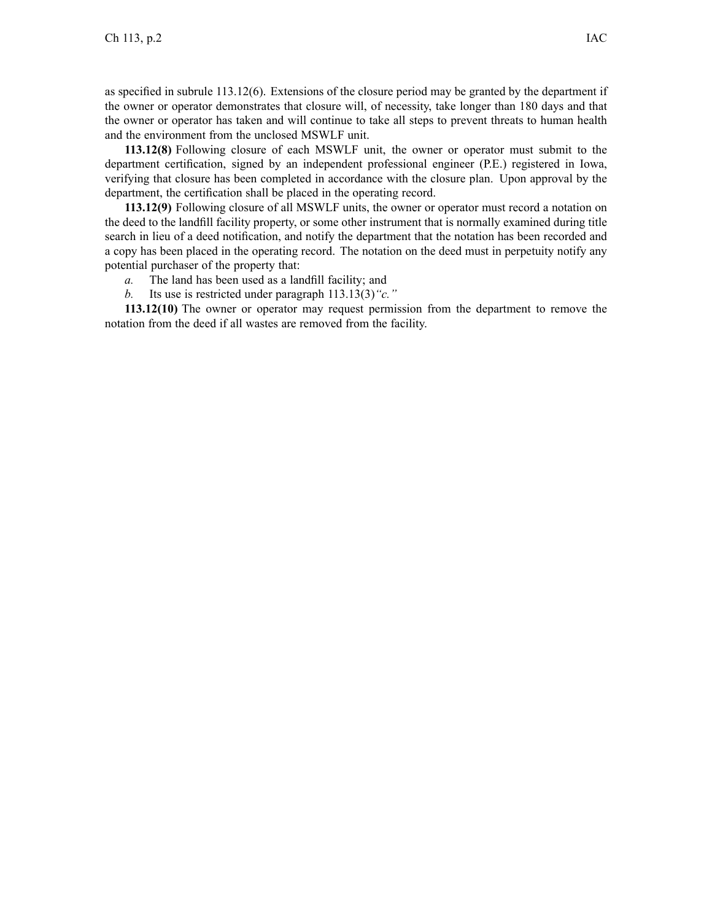as specified in subrule 113.12(6). Extensions of the closure period may be granted by the department if the owner or operator demonstrates that closure will, of necessity, take longer than 180 days and that the owner or operator has taken and will continue to take all steps to prevent threats to human health and the environment from the unclosed MSWLF unit.

**113.12(8)** Following closure of each MSWLF unit, the owner or operator must submit to the department certification, signed by an independent professional engineer (P.E.) registered in Iowa, verifying that closure has been completed in accordance with the closure plan. Upon approval by the department, the certification shall be placed in the operating record.

**113.12(9)** Following closure of all MSWLF units, the owner or operator must record a notation on the deed to the landfill facility property, or some other instrument that is normally examined during title search in lieu of a deed notification, and notify the department that the notation has been recorded and a copy has been placed in the operating record. The notation on the deed must in perpetuity notify any potential purchaser of the property that:

*a.* The land has been used as a landfill facility; and

*b.* Its use is restricted under paragraph 113.13(3)*"c."*

**113.12(10)** The owner or operator may request permission from the department to remove the notation from the deed if all wastes are removed from the facility.